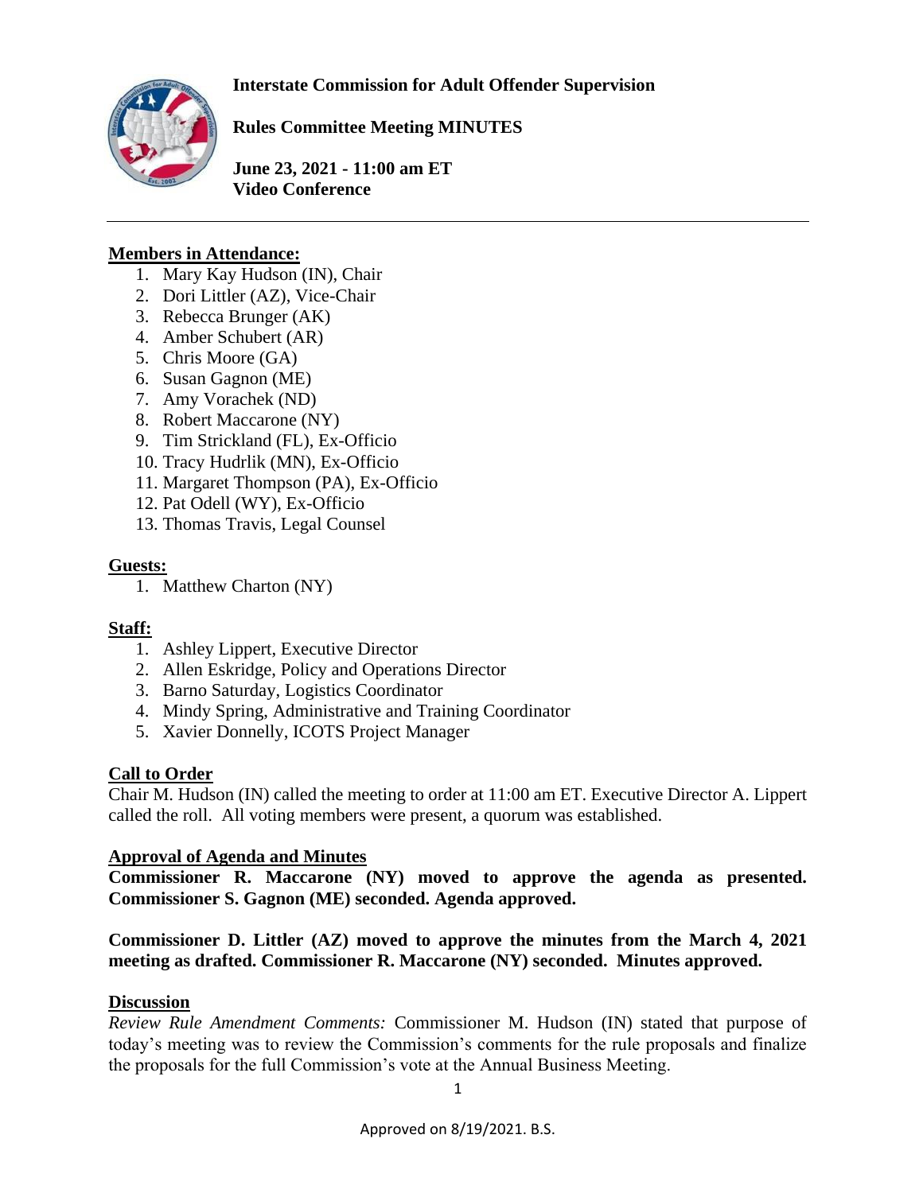**Interstate Commission for Adult Offender Supervision**

**Rules Committee Meeting MINUTES**

**June 23, 2021 - 11:00 am ET**
**Video Conference**

---

**Members in Attendance:**

1. Mary Kay Hudson (IN), Chair
2. Dori Littler (AZ), Vice-Chair
3. Rebecca Brunger (AK)
4. Amber Schubert (AR)
5. Chris Moore (GA)
6. Susan Gagnon (ME)
7. Amy Vorachek (ND)
8. Robert Maccarone (NY)
9. Tim Strickland (FL), Ex-Officio
10. Tracy Hudrlik (MN), Ex-Officio
11. Margaret Thompson (PA), Ex-Officio
12. Pat Odell (WY), Ex-Officio
13. Thomas Travis, Legal Counsel

**Guests:**

1. Matthew Charton (NY)

**Staff:**

1. Ashley Lippert, Executive Director
2. Allen Eskridge, Policy and Operations Director
3. Barno Saturday, Logistics Coordinator
4. Mindy Spring, Administrative and Training Coordinator
5. Xavier Donnelly, ICOTS Project Manager

**Call to Order**

Chair M. Hudson (IN) called the meeting to order at 11:00 am ET. Executive Director A. Lippert called the roll. All voting members were present, a quorum was established.

**Approval of Agenda and Minutes**

**Commissioner R. Maccarone (NY) moved to approve the agenda as presented. Commissioner S. Gagnon (ME) seconded. Agenda approved.**

**Commissioner D. Littler (AZ) moved to approve the minutes from the March 4, 2021 meeting as drafted. Commissioner R. Maccarone (NY) seconded. Minutes approved.**

**Discussion**

*Review Rule Amendment Comments:* Commissioner M. Hudson (IN) stated that purpose of today's meeting was to review the Commission's comments for the rule proposals and finalize the proposals for the full Commission's vote at the Annual Business Meeting.

Approved on 8/19/2021. B.S.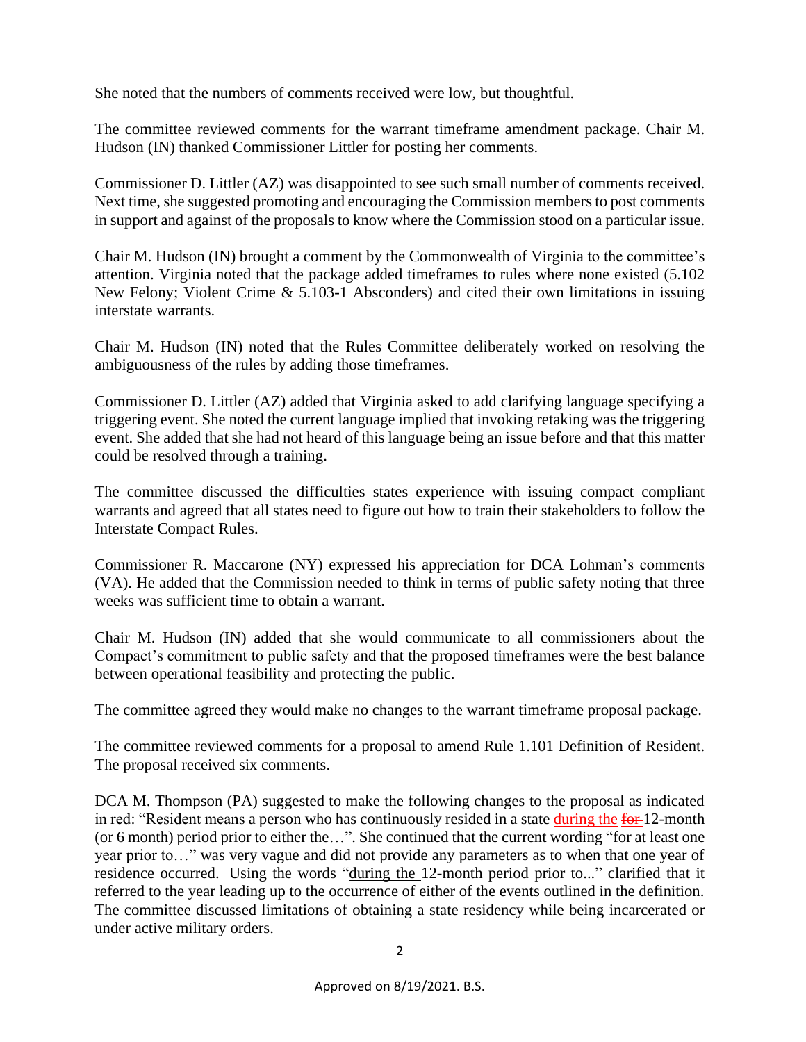She noted that the numbers of comments received were low, but thoughtful.

The committee reviewed comments for the warrant timeframe amendment package. Chair M. Hudson (IN) thanked Commissioner Littler for posting her comments.

Commissioner D. Littler (AZ) was disappointed to see such small number of comments received. Next time, she suggested promoting and encouraging the Commission members to post comments in support and against of the proposals to know where the Commission stood on a particular issue.

Chair M. Hudson (IN) brought a comment by the Commonwealth of Virginia to the committee's attention. Virginia noted that the package added timeframes to rules where none existed (5.102 New Felony; Violent Crime & 5.103-1 Absconders) and cited their own limitations in issuing interstate warrants.

Chair M. Hudson (IN) noted that the Rules Committee deliberately worked on resolving the ambiguousness of the rules by adding those timeframes.

Commissioner D. Littler (AZ) added that Virginia asked to add clarifying language specifying a triggering event. She noted the current language implied that invoking retaking was the triggering event. She added that she had not heard of this language being an issue before and that this matter could be resolved through a training.

The committee discussed the difficulties states experience with issuing compact compliant warrants and agreed that all states need to figure out how to train their stakeholders to follow the Interstate Compact Rules.

Commissioner R. Maccarone (NY) expressed his appreciation for DCA Lohman's comments (VA). He added that the Commission needed to think in terms of public safety noting that three weeks was sufficient time to obtain a warrant.

Chair M. Hudson (IN) added that she would communicate to all commissioners about the Compact's commitment to public safety and that the proposed timeframes were the best balance between operational feasibility and protecting the public.

The committee agreed they would make no changes to the warrant timeframe proposal package.

The committee reviewed comments for a proposal to amend Rule 1.101 Definition of Resident. The proposal received six comments.

DCA M. Thompson (PA) suggested to make the following changes to the proposal as indicated in red: "Resident means a person who has continuously resided in a state <u>during the</u> ~~for~~ 12-month (or 6 month) period prior to either the…". She continued that the current wording "for at least one year prior to…" was very vague and did not provide any parameters as to when that one year of residence occurred. Using the words "<u>during the</u> 12-month period prior to..." clarified that it referred to the year leading up to the occurrence of either of the events outlined in the definition. The committee discussed limitations of obtaining a state residency while being incarcerated or under active military orders.

Approved on 8/19/2021. B.S.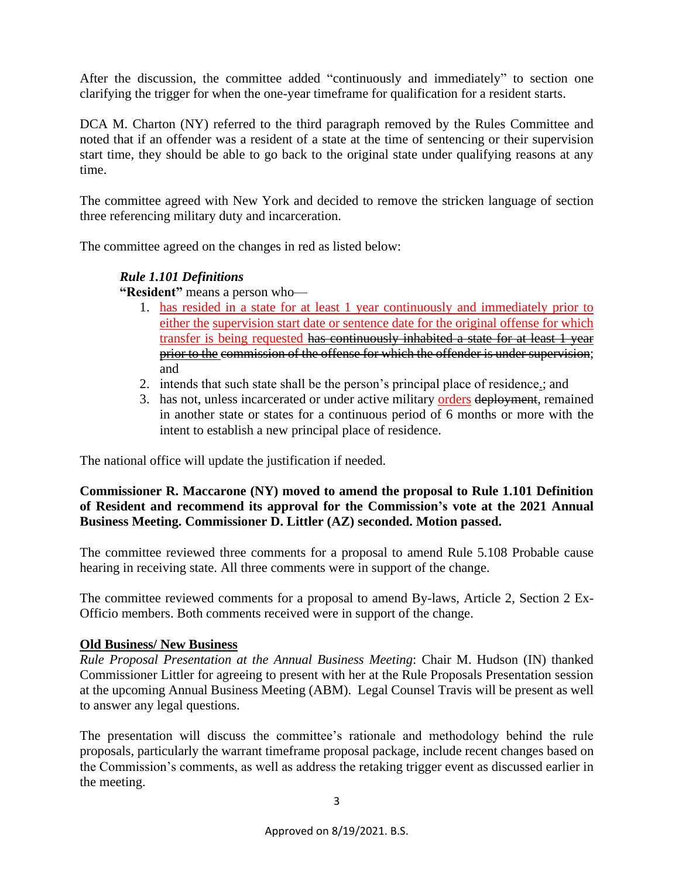After the discussion, the committee added "continuously and immediately" to section one clarifying the trigger for when the one-year timeframe for qualification for a resident starts.

DCA M. Charton (NY) referred to the third paragraph removed by the Rules Committee and noted that if an offender was a resident of a state at the time of sentencing or their supervision start time, they should be able to go back to the original state under qualifying reasons at any time.

The committee agreed with New York and decided to remove the stricken language of section three referencing military duty and incarceration.

The committee agreed on the changes in red as listed below:

***Rule 1.101 Definitions***

**"Resident"** means a person who—

1. has resided in a state for at least 1 year continuously and immediately prior to either the supervision start date or sentence date for the original offense for which transfer is being requested ~~has continuously inhabited a state for at least 1 year prior to the commission of the offense for which the offender is under supervision~~; and
2. intends that such state shall be the person's principal place of residence.; and
3. has not, unless incarcerated or under active military orders ~~deployment~~, remained in another state or states for a continuous period of 6 months or more with the intent to establish a new principal place of residence.

The national office will update the justification if needed.

**Commissioner R. Maccarone (NY) moved to amend the proposal to Rule 1.101 Definition of Resident and recommend its approval for the Commission's vote at the 2021 Annual Business Meeting. Commissioner D. Littler (AZ) seconded. Motion passed.**

The committee reviewed three comments for a proposal to amend Rule 5.108 Probable cause hearing in receiving state. All three comments were in support of the change.

The committee reviewed comments for a proposal to amend By-laws, Article 2, Section 2 Ex-Officio members. Both comments received were in support of the change.

**Old Business/ New Business**

*Rule Proposal Presentation at the Annual Business Meeting*: Chair M. Hudson (IN) thanked Commissioner Littler for agreeing to present with her at the Rule Proposals Presentation session at the upcoming Annual Business Meeting (ABM). Legal Counsel Travis will be present as well to answer any legal questions.

The presentation will discuss the committee's rationale and methodology behind the rule proposals, particularly the warrant timeframe proposal package, include recent changes based on the Commission's comments, as well as address the retaking trigger event as discussed earlier in the meeting.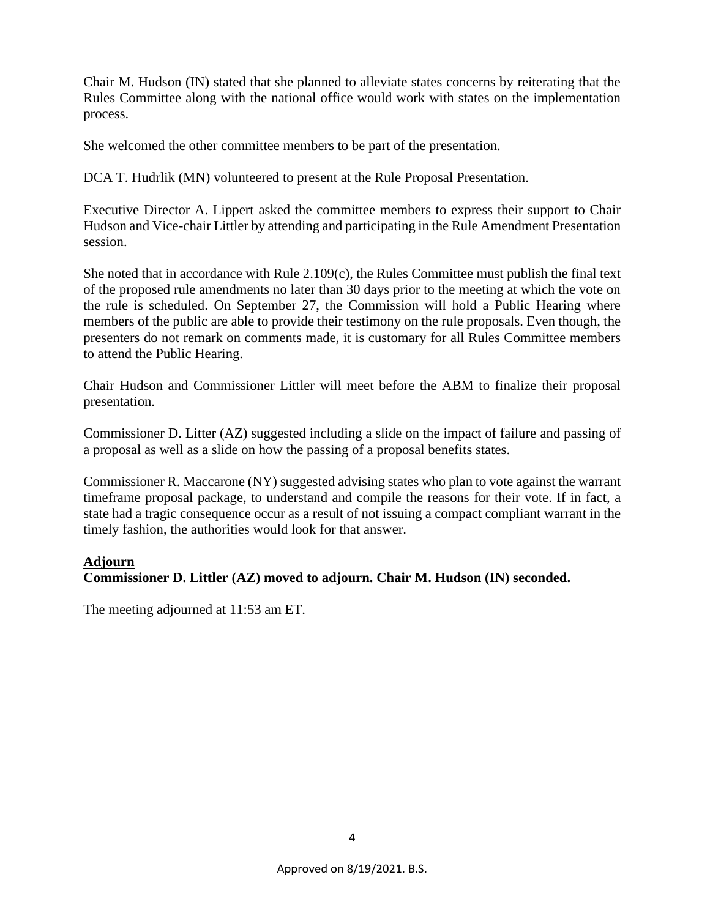Chair M. Hudson (IN) stated that she planned to alleviate states concerns by reiterating that the Rules Committee along with the national office would work with states on the implementation process.

She welcomed the other committee members to be part of the presentation.

DCA T. Hudrlik (MN) volunteered to present at the Rule Proposal Presentation.

Executive Director A. Lippert asked the committee members to express their support to Chair Hudson and Vice-chair Littler by attending and participating in the Rule Amendment Presentation session.

She noted that in accordance with Rule 2.109(c), the Rules Committee must publish the final text of the proposed rule amendments no later than 30 days prior to the meeting at which the vote on the rule is scheduled. On September 27, the Commission will hold a Public Hearing where members of the public are able to provide their testimony on the rule proposals. Even though, the presenters do not remark on comments made, it is customary for all Rules Committee members to attend the Public Hearing.

Chair Hudson and Commissioner Littler will meet before the ABM to finalize their proposal presentation.

Commissioner D. Litter (AZ) suggested including a slide on the impact of failure and passing of a proposal as well as a slide on how the passing of a proposal benefits states.

Commissioner R. Maccarone (NY) suggested advising states who plan to vote against the warrant timeframe proposal package, to understand and compile the reasons for their vote. If in fact, a state had a tragic consequence occur as a result of not issuing a compact compliant warrant in the timely fashion, the authorities would look for that answer.

## Adjourn

**Commissioner D. Littler (AZ) moved to adjourn. Chair M. Hudson (IN) seconded.**

The meeting adjourned at 11:53 am ET.

Approved on 8/19/2021. B.S.